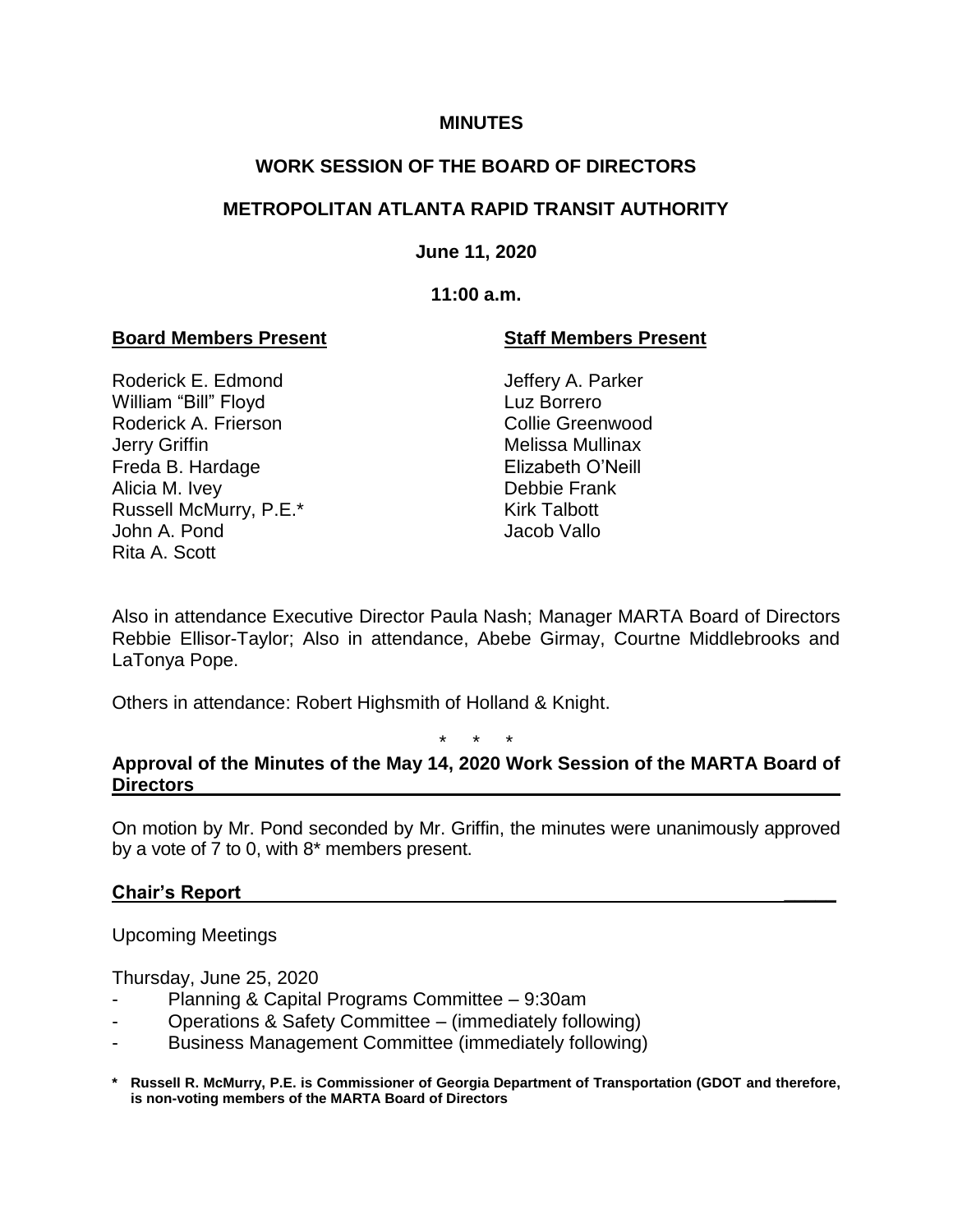**MINUTES**

**WORK SESSION OF THE BOARD OF DIRECTORS**

**METROPOLITAN ATLANTA RAPID TRANSIT AUTHORITY**

**June 11, 2020**

**11:00 a.m.**

| **Board Members Present** | **Staff Members Present** |
| --- | --- |
| Roderick E. Edmond | Jeffery A. Parker |
| William "Bill" Floyd | Luz Borrero |
| Roderick A. Frierson | Collie Greenwood |
| Jerry Griffin | Melissa Mullinax |
| Freda B. Hardage | Elizabeth O'Neill |
| Alicia M. Ivey | Debbie Frank |
| Russell McMurry, P.E.* | Kirk Talbott |
| John A. Pond | Jacob Vallo |
| Rita A. Scott | |

Also in attendance Executive Director Paula Nash; Manager MARTA Board of Directors Rebbie Ellisor-Taylor; Also in attendance, Abebe Girmay, Courtne Middlebrooks and LaTonya Pope.

Others in attendance: Robert Highsmith of Holland & Knight.

\* \* \*

**Approval of the Minutes of the May 14, 2020 Work Session of the MARTA Board of Directors**

On motion by Mr. Pond seconded by Mr. Griffin, the minutes were unanimously approved by a vote of 7 to 0, with 8* members present.

**Chair's Report**

Upcoming Meetings

Thursday, June 25, 2020

- Planning & Capital Programs Committee – 9:30am
- Operations & Safety Committee – (immediately following)
- Business Management Committee (immediately following)

**\* Russell R. McMurry, P.E. is Commissioner of Georgia Department of Transportation (GDOT and therefore, is non-voting members of the MARTA Board of Directors**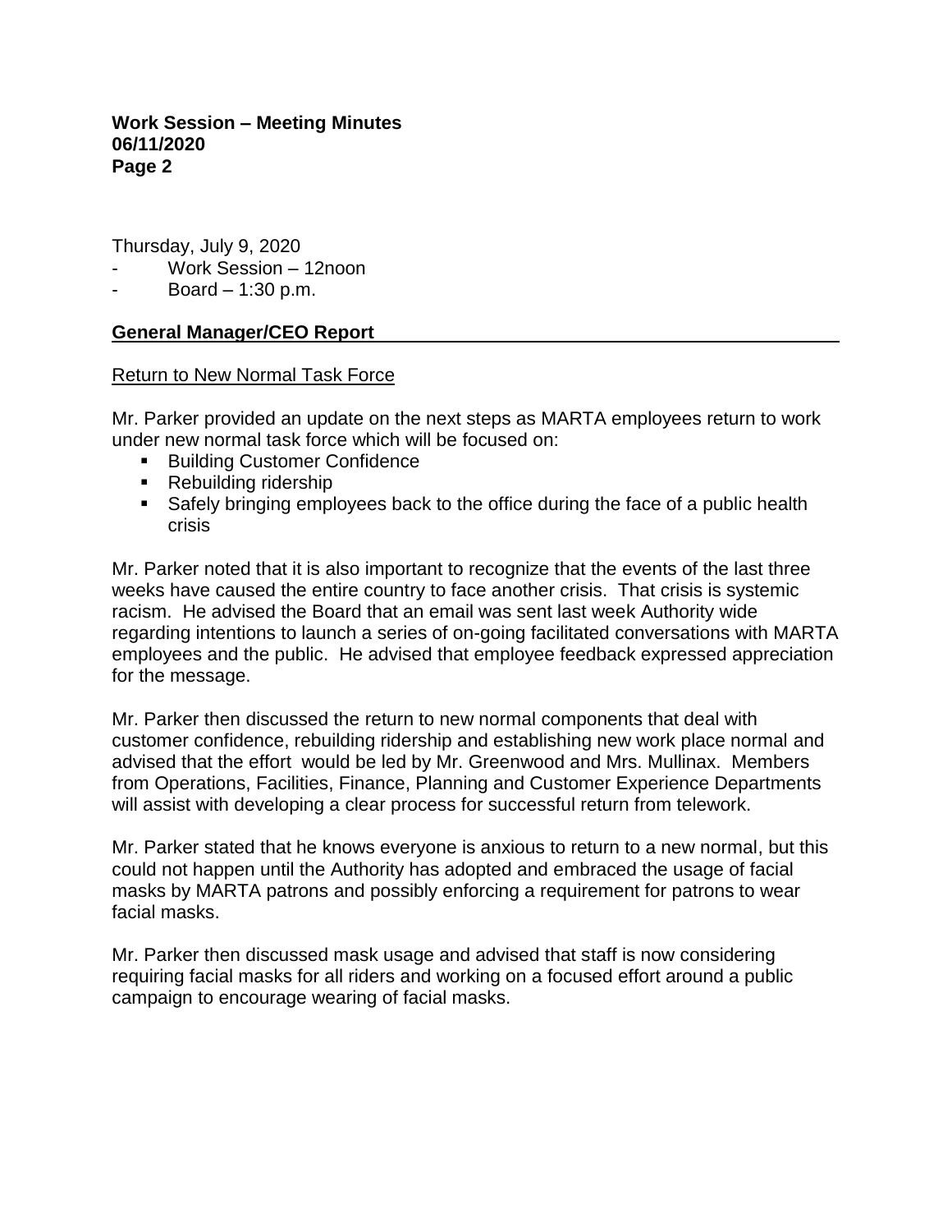Thursday, July 9, 2020

- Work Session – 12noon
- Board – 1:30 p.m.

## General Manager/CEO Report

### Return to New Normal Task Force

Mr. Parker provided an update on the next steps as MARTA employees return to work under new normal task force which will be focused on:

- Building Customer Confidence
- Rebuilding ridership
- Safely bringing employees back to the office during the face of a public health crisis

Mr. Parker noted that it is also important to recognize that the events of the last three weeks have caused the entire country to face another crisis. That crisis is systemic racism. He advised the Board that an email was sent last week Authority wide regarding intentions to launch a series of on-going facilitated conversations with MARTA employees and the public. He advised that employee feedback expressed appreciation for the message.

Mr. Parker then discussed the return to new normal components that deal with customer confidence, rebuilding ridership and establishing new work place normal and advised that the effort would be led by Mr. Greenwood and Mrs. Mullinax. Members from Operations, Facilities, Finance, Planning and Customer Experience Departments will assist with developing a clear process for successful return from telework.

Mr. Parker stated that he knows everyone is anxious to return to a new normal, but this could not happen until the Authority has adopted and embraced the usage of facial masks by MARTA patrons and possibly enforcing a requirement for patrons to wear facial masks.

Mr. Parker then discussed mask usage and advised that staff is now considering requiring facial masks for all riders and working on a focused effort around a public campaign to encourage wearing of facial masks.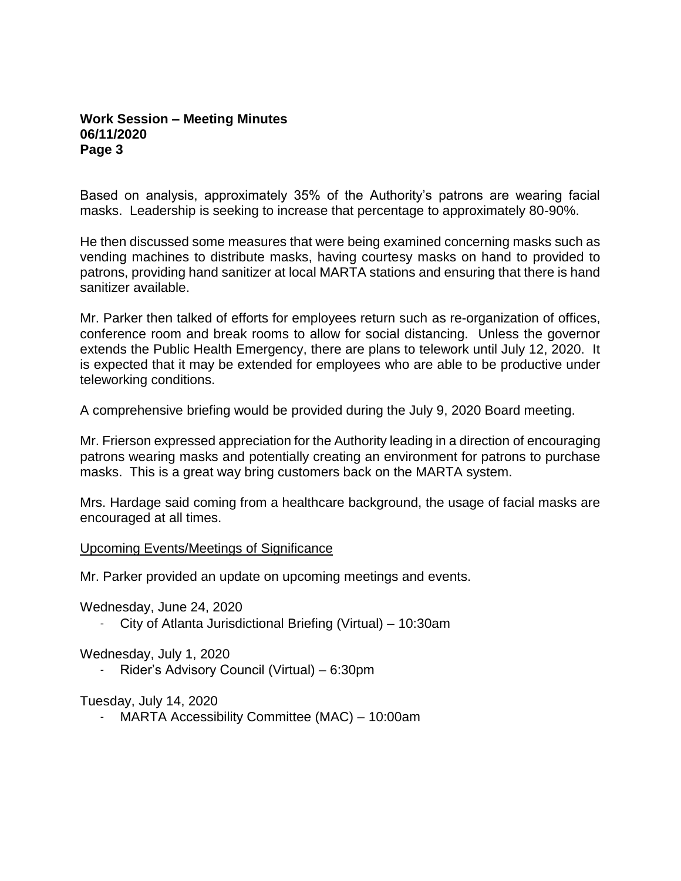Based on analysis, approximately 35% of the Authority's patrons are wearing facial masks. Leadership is seeking to increase that percentage to approximately 80-90%.

He then discussed some measures that were being examined concerning masks such as vending machines to distribute masks, having courtesy masks on hand to provided to patrons, providing hand sanitizer at local MARTA stations and ensuring that there is hand sanitizer available.

Mr. Parker then talked of efforts for employees return such as re-organization of offices, conference room and break rooms to allow for social distancing. Unless the governor extends the Public Health Emergency, there are plans to telework until July 12, 2020. It is expected that it may be extended for employees who are able to be productive under teleworking conditions.

A comprehensive briefing would be provided during the July 9, 2020 Board meeting.

Mr. Frierson expressed appreciation for the Authority leading in a direction of encouraging patrons wearing masks and potentially creating an environment for patrons to purchase masks. This is a great way bring customers back on the MARTA system.

Mrs. Hardage said coming from a healthcare background, the usage of facial masks are encouraged at all times.

<u>Upcoming Events/Meetings of Significance</u>

Mr. Parker provided an update on upcoming meetings and events.

Wednesday, June 24, 2020

- City of Atlanta Jurisdictional Briefing (Virtual) – 10:30am

Wednesday, July 1, 2020

- Rider's Advisory Council (Virtual) – 6:30pm

Tuesday, July 14, 2020

- MARTA Accessibility Committee (MAC) – 10:00am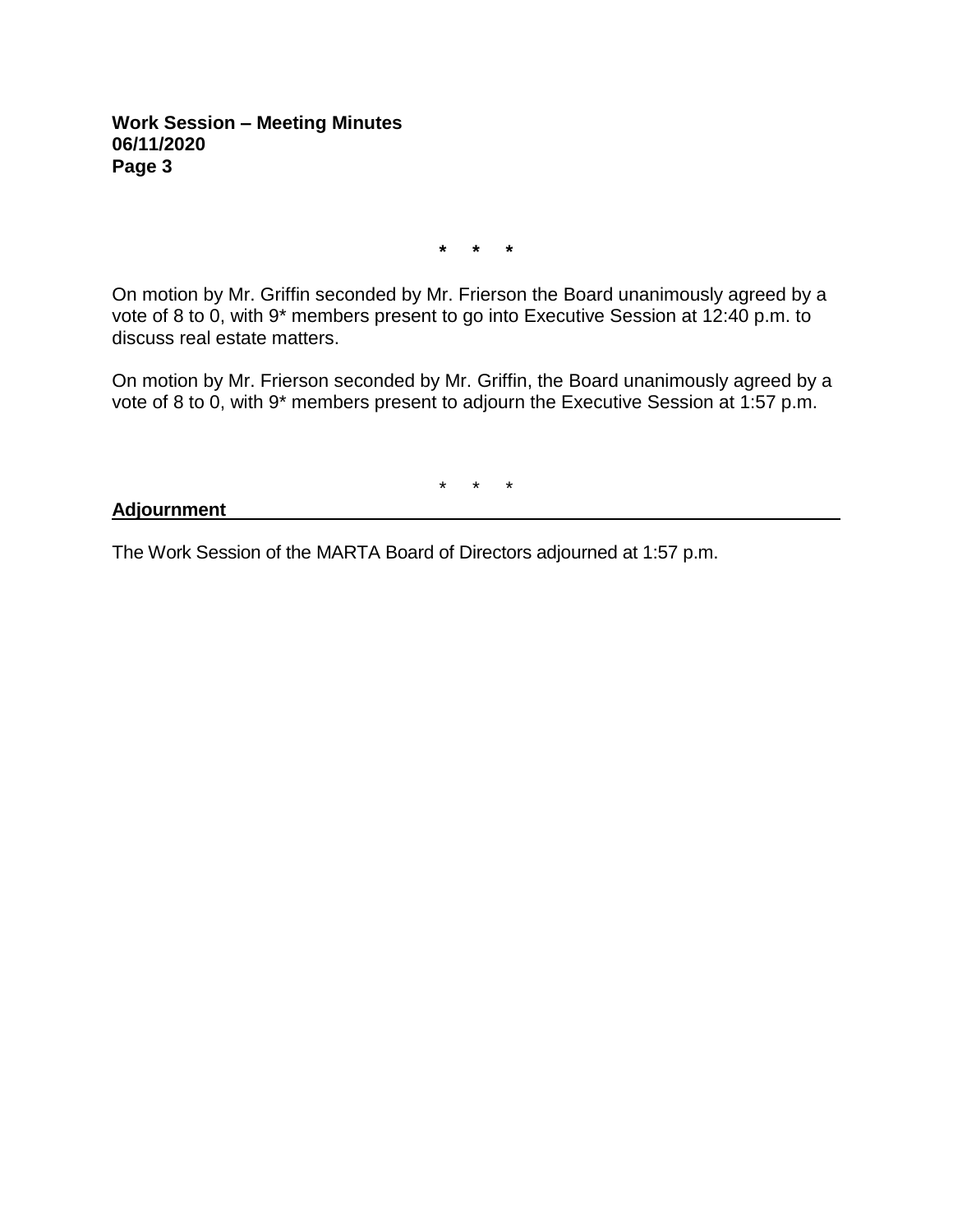**\*     \*     \***

On motion by Mr. Griffin seconded by Mr. Frierson the Board unanimously agreed by a vote of 8 to 0, with 9* members present to go into Executive Session at 12:40 p.m. to discuss real estate matters.

On motion by Mr. Frierson seconded by Mr. Griffin, the Board unanimously agreed by a vote of 8 to 0, with 9* members present to adjourn the Executive Session at 1:57 p.m.

\*     \*     \*

**Adjournment**

The Work Session of the MARTA Board of Directors adjourned at 1:57 p.m.